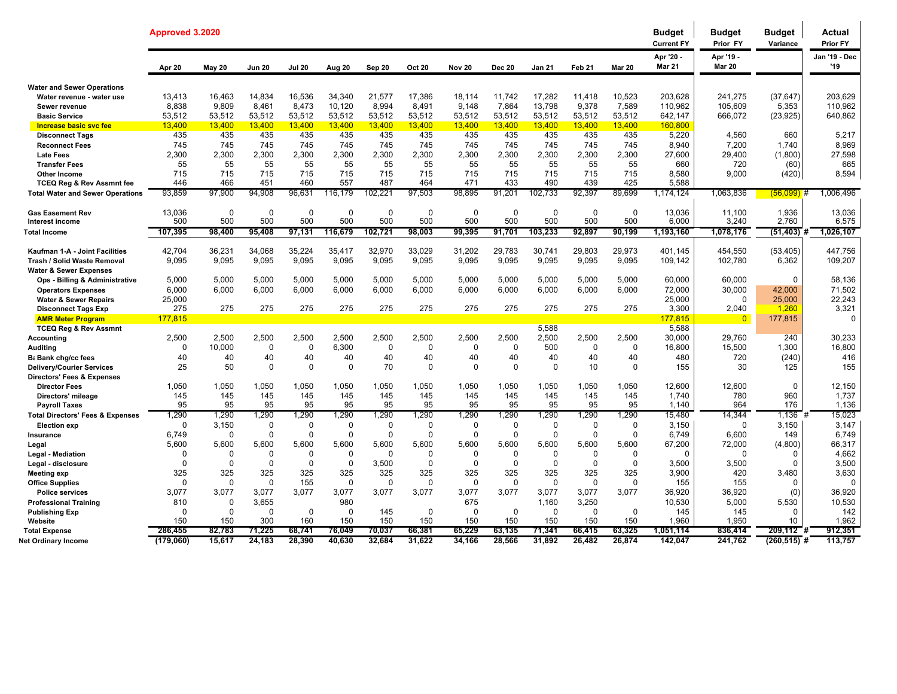| Approved 3.2020 | | | | | | | | | | | | | Budget Current FY | Budget Prior FY | Budget Variance | Actual Prior FY |
|---|---|---|---|---|---|---|---|---|---|---|---|---|---|---|---|---|
| | Apr 20 | May 20 | Jun 20 | Jul 20 | Aug 20 | Sep 20 | Oct 20 | Nov 20 | Dec 20 | Jan 21 | Feb 21 | Mar 20 | Apr '20 - Mar 21 | Apr '19 - Mar 20 | | Jan '19 - Dec '19 |
| **Water and Sewer Operations** | | | | | | | | | | | | | | | | |
| Water revenue - water use | 13,413 | 16,463 | 14,834 | 16,536 | 34,340 | 21,577 | 17,386 | 18,114 | 11,742 | 17,282 | 11,418 | 10,523 | 203,628 | 241,275 | (37,647) | 203,629 |
| Sewer revenue | 8,838 | 9,809 | 8,461 | 8,473 | 10,120 | 8,994 | 8,491 | 9,148 | 7,864 | 13,798 | 9,378 | 7,589 | 110,962 | 105,609 | 5,353 | 110,962 |
| Basic Service | 53,512 | 53,512 | 53,512 | 53,512 | 53,512 | 53,512 | 53,512 | 53,512 | 53,512 | 53,512 | 53,512 | 53,512 | 642,147 | 666,072 | (23,925) | 640,862 |
| Increase basic svc fee | 13,400 | 13,400 | 13,400 | 13,400 | 13,400 | 13,400 | 13,400 | 13,400 | 13,400 | 13,400 | 13,400 | 13,400 | 160,800 | | | |
| Disconnect Tags | 435 | 435 | 435 | 435 | 435 | 435 | 435 | 435 | 435 | 435 | 435 | 435 | 5,220 | 4,560 | 660 | 5,217 |
| Reconnect Fees | 745 | 745 | 745 | 745 | 745 | 745 | 745 | 745 | 745 | 745 | 745 | 745 | 8,940 | 7,200 | 1,740 | 8,969 |
| Late Fees | 2,300 | 2,300 | 2,300 | 2,300 | 2,300 | 2,300 | 2,300 | 2,300 | 2,300 | 2,300 | 2,300 | 2,300 | 27,600 | 29,400 | (1,800) | 27,598 |
| Transfer Fees | 55 | 55 | 55 | 55 | 55 | 55 | 55 | 55 | 55 | 55 | 55 | 55 | 660 | 720 | (60) | 665 |
| Other Income | 715 | 715 | 715 | 715 | 715 | 715 | 715 | 715 | 715 | 715 | 715 | 715 | 8,580 | 9,000 | (420) | 8,594 |
| TCEQ Reg & Rev Assmnt fee | 446 | 466 | 451 | 460 | 557 | 487 | 464 | 471 | 433 | 490 | 439 | 425 | 5,588 | | | |
| **Total Water and Sewer Operations** | 93,859 | 97,900 | 94,908 | 96,631 | 116,179 | 102,221 | 97,503 | 98,895 | 91,201 | 102,733 | 92,397 | 89,699 | 1,174,124 | 1,063,836 | (56,099) # | 1,006,496 |
| Gas Easement Rev | 13,036 | 0 | 0 | 0 | 0 | 0 | 0 | 0 | 0 | 0 | 0 | 0 | 13,036 | 11,100 | 1,936 | 13,036 |
| Interest income | 500 | 500 | 500 | 500 | 500 | 500 | 500 | 500 | 500 | 500 | 500 | 500 | 6,000 | 3,240 | 2,760 | 6,575 |
| **Total Income** | **107,395** | **98,400** | **95,408** | **97,131** | **116,679** | **102,721** | **98,003** | **99,395** | **91,701** | **103,233** | **92,897** | **90,199** | **1,193,160** | **1,078,176** | **(51,403) #** | **1,026,107** |
| Kaufman 1-A - Joint Facilities | 42,704 | 36,231 | 34,068 | 35,224 | 35,417 | 32,970 | 33,029 | 31,202 | 29,783 | 30,741 | 29,803 | 29,973 | 401,145 | 454,550 | (53,405) | 447,756 |
| Trash / Solid Waste Removal | 9,095 | 9,095 | 9,095 | 9,095 | 9,095 | 9,095 | 9,095 | 9,095 | 9,095 | 9,095 | 9,095 | 9,095 | 109,142 | 102,780 | 6,362 | 109,207 |
| **Water & Sewer Expenses** | | | | | | | | | | | | | | | | |
| Ops - Billing & Administrative | 5,000 | 5,000 | 5,000 | 5,000 | 5,000 | 5,000 | 5,000 | 5,000 | 5,000 | 5,000 | 5,000 | 5,000 | 60,000 | 60,000 | 0 | 58,136 |
| Operators Expenses | 6,000 | 6,000 | 6,000 | 6,000 | 6,000 | 6,000 | 6,000 | 6,000 | 6,000 | 6,000 | 6,000 | 6,000 | 72,000 | 30,000 | 42,000 | 71,502 |
| Water & Sewer Repairs | 25,000 | | | | | | | | | | | | 25,000 | 0 | 25,000 | 22,243 |
| Disconnect Tags Exp | 275 | 275 | 275 | 275 | 275 | 275 | 275 | 275 | 275 | 275 | 275 | 275 | 3,300 | 2,040 | 1,260 | 3,321 |
| AMR Meter Program | 177,815 | | | | | | | | | | | | 177,815 | 0 | 177,815 | 0 |
| TCEQ Reg & Rev Assmnt | | | | | | | | | | 5,588 | | | 5,588 | | | |
| Accounting | 2,500 | 2,500 | 2,500 | 2,500 | 2,500 | 2,500 | 2,500 | 2,500 | 2,500 | 2,500 | 2,500 | 2,500 | 30,000 | 29,760 | 240 | 30,233 |
| Auditing | 0 | 10,000 | 0 | 0 | 6,300 | 0 | 0 | 0 | 0 | 500 | 0 | 0 | 16,800 | 15,500 | 1,300 | 16,800 |
| Ba Bank chg/cc fees | 40 | 40 | 40 | 40 | 40 | 40 | 40 | 40 | 40 | 40 | 40 | 40 | 480 | 720 | (240) | 416 |
| Delivery/Courier Services | 25 | 50 | 0 | 0 | 0 | 70 | 0 | 0 | 0 | 0 | 10 | 0 | 155 | 30 | 125 | 155 |
| **Directors' Fees & Expenses** | | | | | | | | | | | | | | | | |
| Director Fees | 1,050 | 1,050 | 1,050 | 1,050 | 1,050 | 1,050 | 1,050 | 1,050 | 1,050 | 1,050 | 1,050 | 1,050 | 12,600 | 12,600 | 0 | 12,150 |
| Directors' mileage | 145 | 145 | 145 | 145 | 145 | 145 | 145 | 145 | 145 | 145 | 145 | 145 | 1,740 | 780 | 960 | 1,737 |
| Payroll Taxes | 95 | 95 | 95 | 95 | 95 | 95 | 95 | 95 | 95 | 95 | 95 | 95 | 1,140 | 964 | 176 | 1,136 |
| **Total Directors' Fees & Expenses** | 1,290 | 1,290 | 1,290 | 1,290 | 1,290 | 1,290 | 1,290 | 1,290 | 1,290 | 1,290 | 1,290 | 1,290 | 15,480 | 14,344 | 1,136 # | 15,023 |
| Election exp | 0 | 3,150 | 0 | 0 | 0 | 0 | 0 | 0 | 0 | 0 | 0 | 0 | 3,150 | 0 | 3,150 | 3,147 |
| Insurance | 6,749 | 0 | 0 | 0 | 0 | 0 | 0 | 0 | 0 | 0 | 0 | 0 | 6,749 | 6,600 | 149 | 6,749 |
| Legal | 5,600 | 5,600 | 5,600 | 5,600 | 5,600 | 5,600 | 5,600 | 5,600 | 5,600 | 5,600 | 5,600 | 5,600 | 67,200 | 72,000 | (4,800) | 66,317 |
| Legal - Mediation | 0 | 0 | 0 | 0 | 0 | 0 | 0 | 0 | 0 | 0 | 0 | 0 | 0 | 0 | 0 | 4,662 |
| Legal - disclosure | 0 | 0 | 0 | 0 | 0 | 3,500 | 0 | 0 | 0 | 0 | 0 | 0 | 3,500 | 3,500 | 0 | 3,500 |
| Meeting exp | 325 | 325 | 325 | 325 | 325 | 325 | 325 | 325 | 325 | 325 | 325 | 325 | 3,900 | 420 | 3,480 | 3,630 |
| Office Supplies | 0 | 0 | 0 | 155 | 0 | 0 | 0 | 0 | 0 | 0 | 0 | 0 | 155 | 155 | 0 | 0 |
| Police services | 3,077 | 3,077 | 3,077 | 3,077 | 3,077 | 3,077 | 3,077 | 3,077 | 3,077 | 3,077 | 3,077 | 3,077 | 36,920 | 36,920 | (0) | 36,920 |
| Professional Training | 810 | 0 | 3,655 | | 980 | | | 675 | | 1,160 | 3,250 | | 10,530 | 5,000 | 5,530 | 10,530 |
| Publishing Exp | 0 | 0 | 0 | 0 | 0 | 145 | 0 | 0 | 0 | 0 | 0 | 0 | 145 | 145 | 0 | 142 |
| Website | 150 | 150 | 300 | 160 | 150 | 150 | 150 | 150 | 150 | 150 | 150 | 150 | 1,960 | 1,950 | 10 | 1,962 |
| **Total Expense** | **286,455** | **82,783** | **71,225** | **68,741** | **76,049** | **70,037** | **66,381** | **65,229** | **63,135** | **71,341** | **66,415** | **63,325** | **1,051,114** | **836,414** | **209,112 #** | **912,351** |
| **Net Ordinary Income** | **(179,060)** | **15,617** | **24,183** | **28,390** | **40,630** | **32,684** | **31,622** | **34,166** | **28,566** | **31,892** | **26,482** | **26,874** | **142,047** | **241,762** | **(260,515) #** | **113,757** |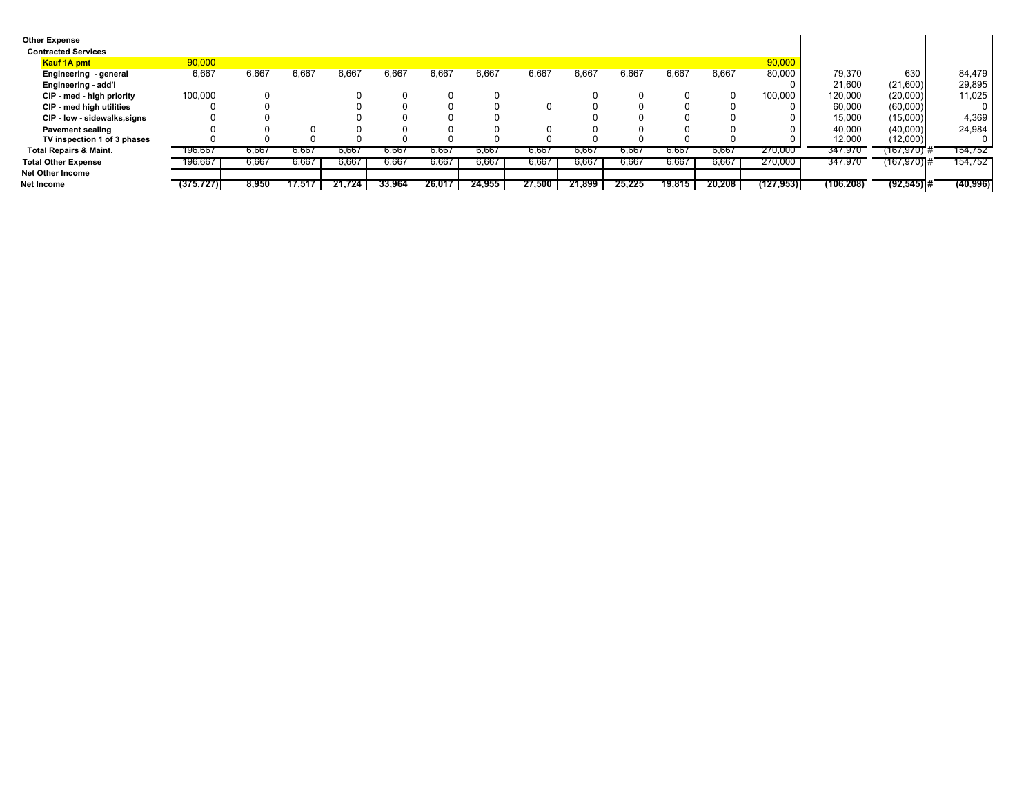| | | | | | | | | | | | | | | | | |
|---|---|---|---|---|---|---|---|---|---|---|---|---|---|---|---|---|
| **Other Expense** | | | | | | | | | | | | | | | | |
| **Contracted Services** | | | | | | | | | | | | | | | | |
| **Kauf 1A pmt** | 90,000 | | | | | | | | | | | | 90,000 | | | |
| **Engineering - general** | 6,667 | 6,667 | 6,667 | 6,667 | 6,667 | 6,667 | 6,667 | 6,667 | 6,667 | 6,667 | 6,667 | 6,667 | 80,000 | 79,370 | 630 | 84,479 |
| **Engineering - add'l** | | | | | | | | | | | | | 0 | 21,600 | (21,600) | 29,895 |
| **CIP - med - high priority** | 100,000 | 0 | | 0 | 0 | 0 | 0 | | 0 | 0 | 0 | 0 | 100,000 | 120,000 | (20,000) | 11,025 |
| **CIP - med high utilities** | 0 | 0 | | 0 | 0 | 0 | 0 | 0 | 0 | 0 | 0 | 0 | 0 | 60,000 | (60,000) | 0 |
| **CIP - low - sidewalks,signs** | 0 | 0 | | 0 | 0 | 0 | 0 | | 0 | 0 | 0 | 0 | 0 | 15,000 | (15,000) | 4,369 |
| **Pavement sealing** | 0 | 0 | 0 | 0 | 0 | 0 | 0 | 0 | 0 | 0 | 0 | 0 | 0 | 40,000 | (40,000) | 24,984 |
| **TV inspection 1 of 3 phases** | 0 | 0 | 0 | 0 | 0 | 0 | 0 | 0 | 0 | 0 | 0 | 0 | 0 | 12,000 | (12,000) | 0 |
| **Total Repairs & Maint.** | 196,667 | 6,667 | 6,667 | 6,667 | 6,667 | 6,667 | 6,667 | 6,667 | 6,667 | 6,667 | 6,667 | 6,667 | 270,000 | 347,970 | (167,970) # | 154,752 |
| **Total Other Expense** | 196,667 | 6,667 | 6,667 | 6,667 | 6,667 | 6,667 | 6,667 | 6,667 | 6,667 | 6,667 | 6,667 | 6,667 | 270,000 | 347,970 | (167,970) # | 154,752 |
| **Net Other Income** | | | | | | | | | | | | | | | | |
| **Net Income** | (375,727) | 8,950 | 17,517 | 21,724 | 33,964 | 26,017 | 24,955 | 27,500 | 21,899 | 25,225 | 19,815 | 20,208 | (127,953) | (106,208) | (92,545) # | (40,996) |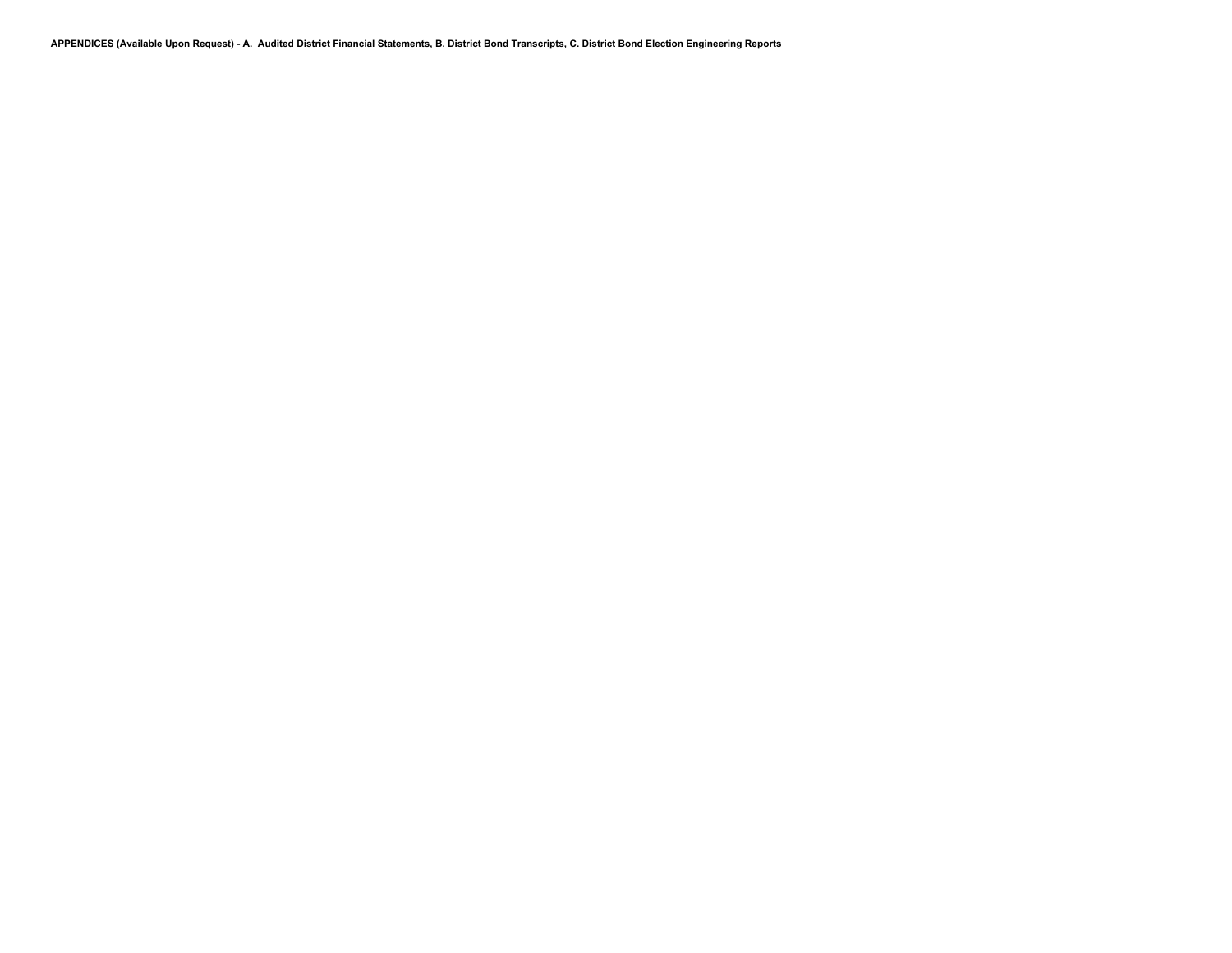**APPENDICES (Available Upon Request) - A. Audited District Financial Statements, B. District Bond Transcripts, C. District Bond Election Engineering Reports**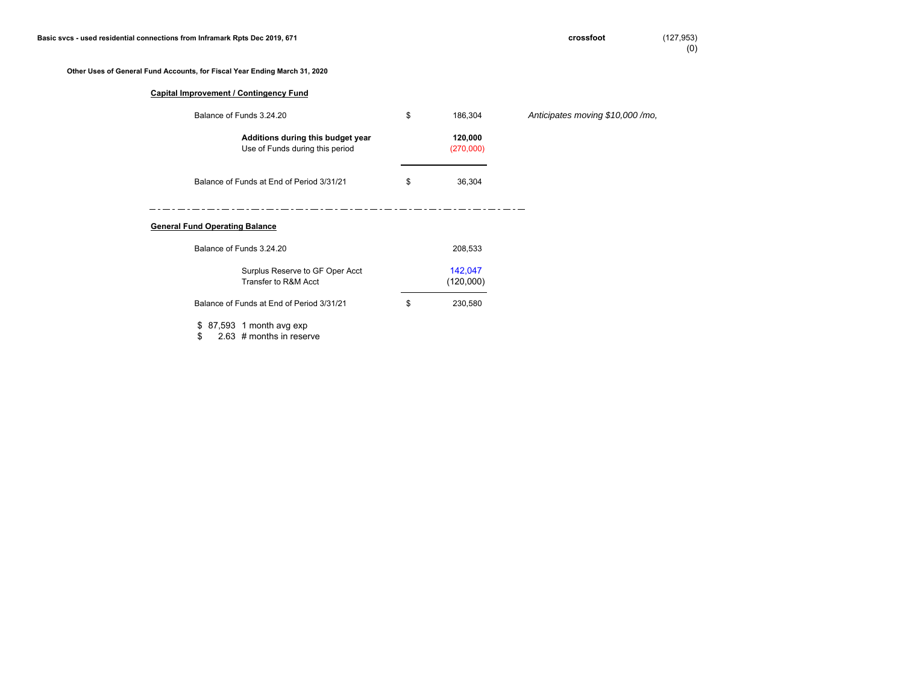**Basic svcs - used residential connections from Inframark Rpts Dec 2019, 671**

**crossfoot** (127,953)
(0)

**Other Uses of General Fund Accounts, for Fiscal Year Ending March 31, 2020**

**Capital Improvement / Contingency Fund**

| | | | |
|---|---|---|---|
| Balance of Funds 3.24.20 | $ | 186,304 | *Anticipates moving $10,000 /mo,* |
| **Additions during this budget year** | | **120,000** | |
| Use of Funds during this period | | (270,000) | |
| Balance of Funds at End of Period 3/31/21 | $ | 36,304 | |

**General Fund Operating Balance**

| | | |
|---|---|---|
| Balance of Funds 3.24.20 | | 208,533 |
| Surplus Reserve to GF Oper Acct | | 142,047 |
| Transfer to R&M Acct | | (120,000) |
| Balance of Funds at End of Period 3/31/21 | $ | 230,580 |

$ 87,593 1 month avg exp
$ 2.63 # months in reserve